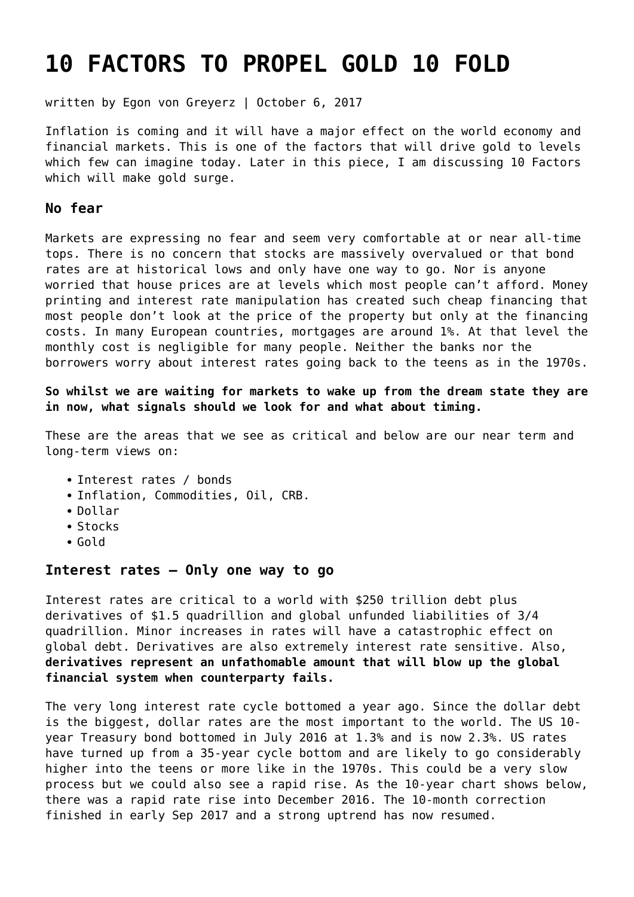# 10 FACTORS TO PROPEL GOLD 10 FOLD

written by Egon von Greyerz | October 6, 2017

Inflation is coming and it will have a major effect on the world economy and financial markets. This is one of the factors that will drive gold to levels which few can imagine today. Later in this piece, I am discussing 10 Factors which will make gold surge.

### No fear

Markets are expressing no fear and seem very comfortable at or near all-time tops. There is no concern that stocks are massively overvalued or that bond rates are at historical lows and only have one way to go. Nor is anyone worried that house prices are at levels which most people can't afford. Money printing and interest rate manipulation has created such cheap financing that most people don't look at the price of the property but only at the financing costs. In many European countries, mortgages are around 1%. At that level the monthly cost is negligible for many people. Neither the banks nor the borrowers worry about interest rates going back to the teens as in the 1970s.

**So whilst we are waiting for markets to wake up from the dream state they are in now, what signals should we look for and what about timing.**

These are the areas that we see as critical and below are our near term and long-term views on:

- Interest rates / bonds
- Inflation, Commodities, Oil, CRB.
- Dollar
- Stocks
- Gold

### Interest rates – Only one way to go

Interest rates are critical to a world with $250 trillion debt plus derivatives of $1.5 quadrillion and global unfunded liabilities of 3/4 quadrillion. Minor increases in rates will have a catastrophic effect on global debt. Derivatives are also extremely interest rate sensitive. Also, **derivatives represent an unfathomable amount that will blow up the global financial system when counterparty fails.**

The very long interest rate cycle bottomed a year ago. Since the dollar debt is the biggest, dollar rates are the most important to the world. The US 10-year Treasury bond bottomed in July 2016 at 1.3% and is now 2.3%. US rates have turned up from a 35-year cycle bottom and are likely to go considerably higher into the teens or more like in the 1970s. This could be a very slow process but we could also see a rapid rise. As the 10-year chart shows below, there was a rapid rate rise into December 2016. The 10-month correction finished in early Sep 2017 and a strong uptrend has now resumed.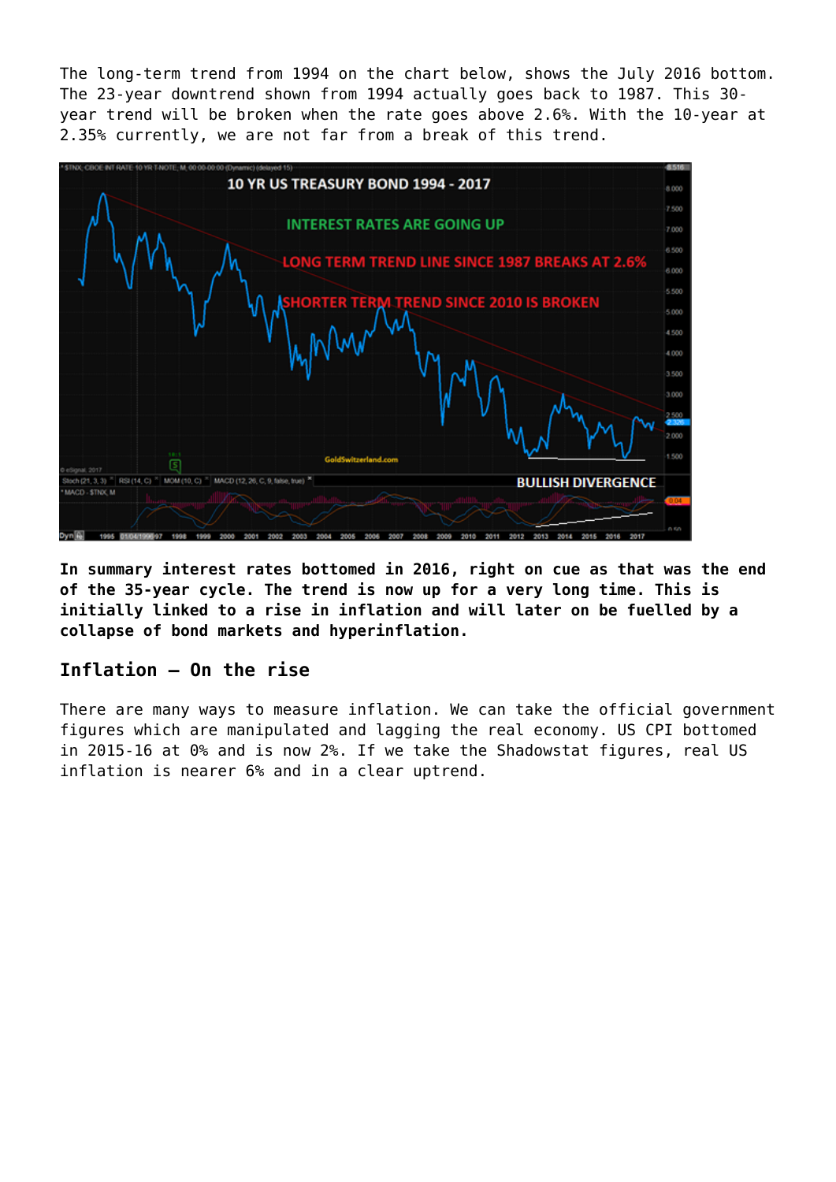The long-term trend from 1994 on the chart below, shows the July 2016 bottom. The 23-year downtrend shown from 1994 actually goes back to 1987. This 30-year trend will be broken when the rate goes above 2.6%. With the 10-year at 2.35% currently, we are not far from a break of this trend.

**In summary interest rates bottomed in 2016, right on cue as that was the end of the 35-year cycle. The trend is now up for a very long time. This is initially linked to a rise in inflation and will later on be fuelled by a collapse of bond markets and hyperinflation.**

## Inflation – On the rise

There are many ways to measure inflation. We can take the official government figures which are manipulated and lagging the real economy. US CPI bottomed in 2015-16 at 0% and is now 2%. If we take the Shadowstat figures, real US inflation is nearer 6% and in a clear uptrend.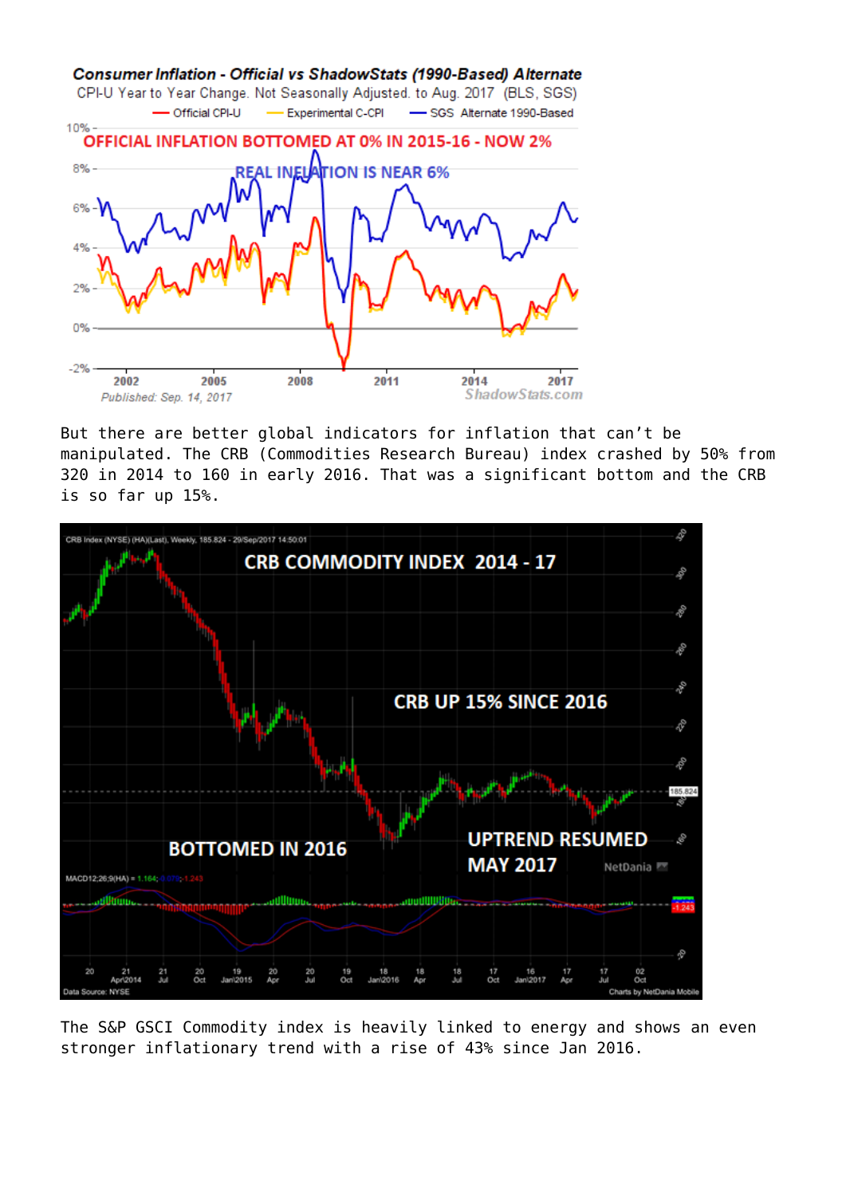But there are better global indicators for inflation that can't be manipulated. The CRB (Commodities Research Bureau) index crashed by 50% from 320 in 2014 to 160 in early 2016. That was a significant bottom and the CRB is so far up 15%.

The S&P GSCI Commodity index is heavily linked to energy and shows an even stronger inflationary trend with a rise of 43% since Jan 2016.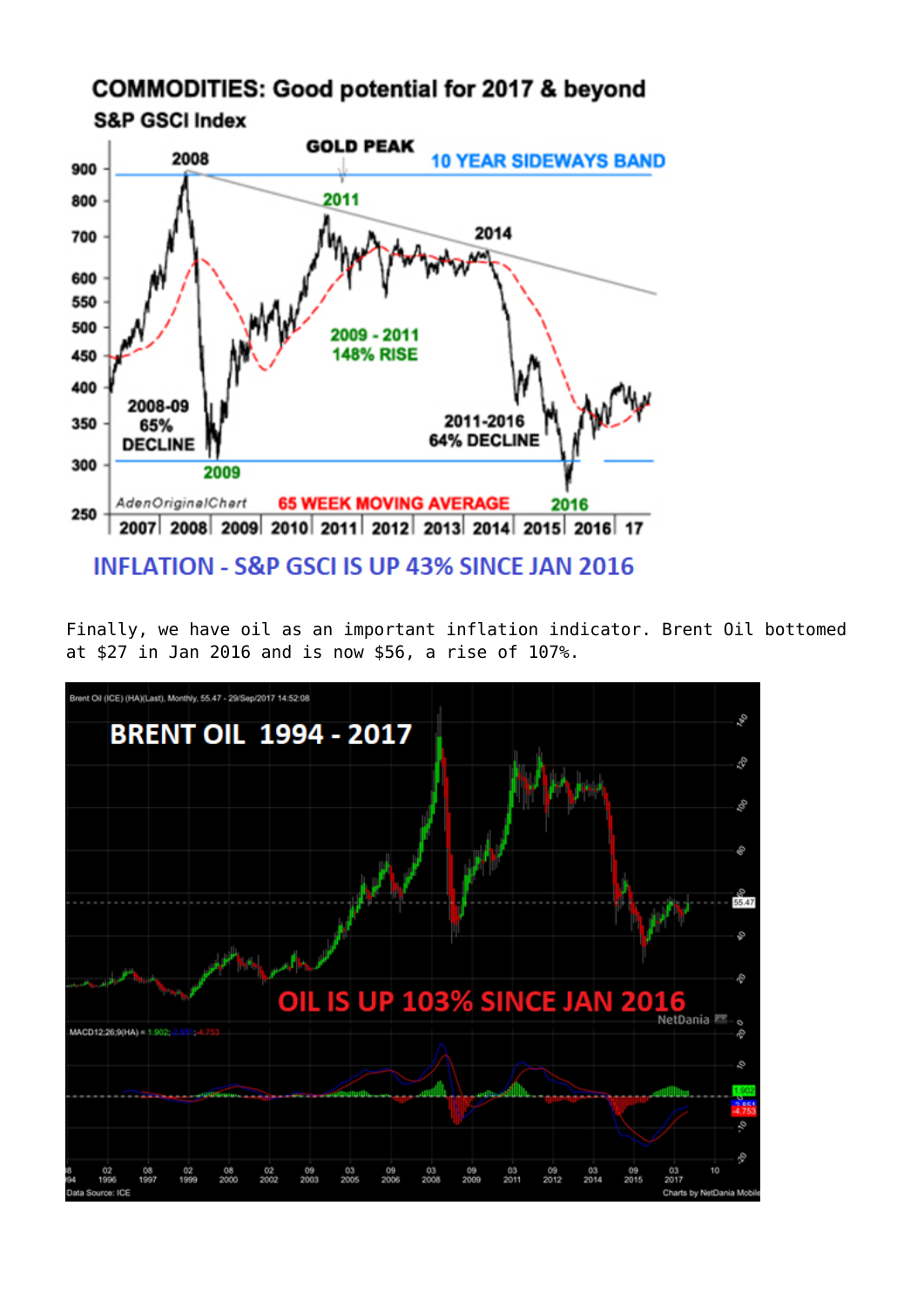Finally, we have oil as an important inflation indicator. Brent Oil bottomed at $27 in Jan 2016 and is now $56, a rise of 107%.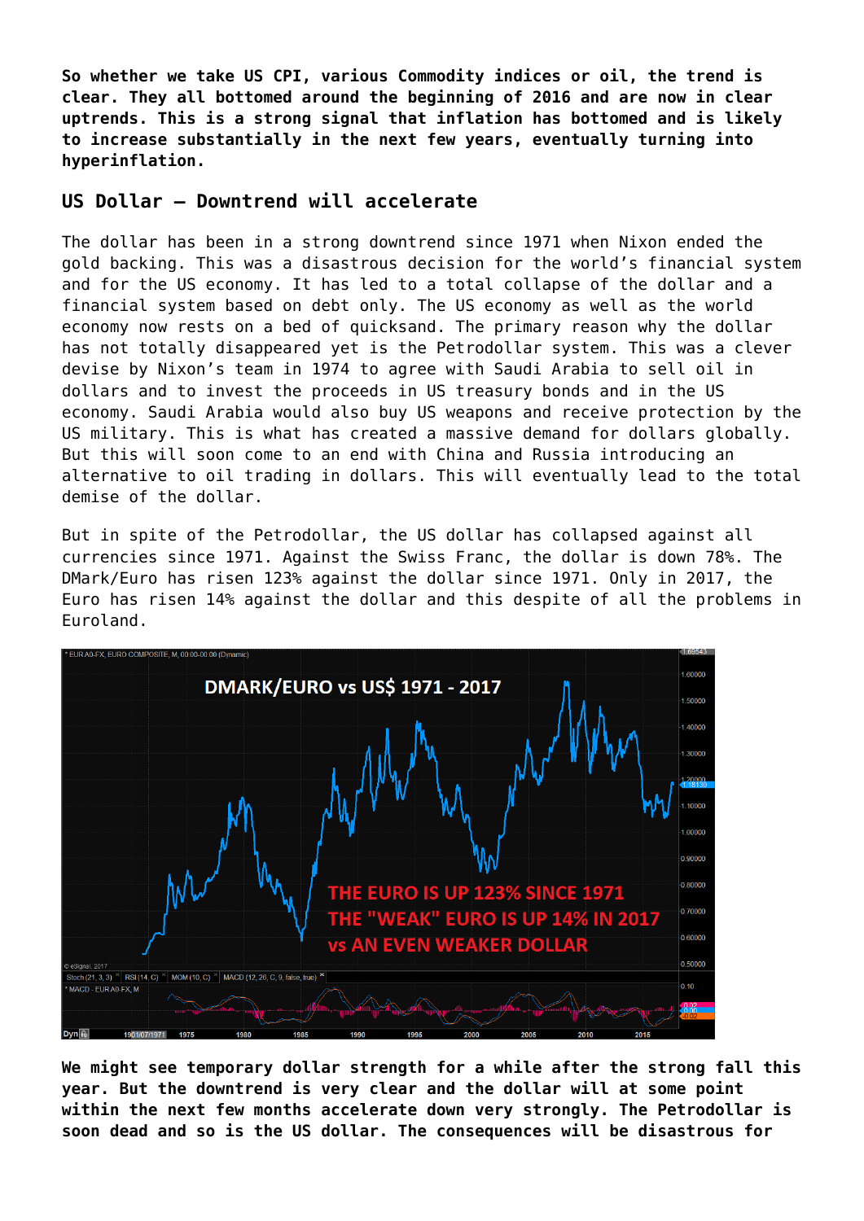**So whether we take US CPI, various Commodity indices or oil, the trend is clear. They all bottomed around the beginning of 2016 and are now in clear uptrends. This is a strong signal that inflation has bottomed and is likely to increase substantially in the next few years, eventually turning into hyperinflation.**

## US Dollar – Downtrend will accelerate

The dollar has been in a strong downtrend since 1971 when Nixon ended the gold backing. This was a disastrous decision for the world's financial system and for the US economy. It has led to a total collapse of the dollar and a financial system based on debt only. The US economy as well as the world economy now rests on a bed of quicksand. The primary reason why the dollar has not totally disappeared yet is the Petrodollar system. This was a clever devise by Nixon's team in 1974 to agree with Saudi Arabia to sell oil in dollars and to invest the proceeds in US treasury bonds and in the US economy. Saudi Arabia would also buy US weapons and receive protection by the US military. This is what has created a massive demand for dollars globally. But this will soon come to an end with China and Russia introducing an alternative to oil trading in dollars. This will eventually lead to the total demise of the dollar.

But in spite of the Petrodollar, the US dollar has collapsed against all currencies since 1971. Against the Swiss Franc, the dollar is down 78%. The DMark/Euro has risen 123% against the dollar since 1971. Only in 2017, the Euro has risen 14% against the dollar and this despite of all the problems in Euroland.

**We might see temporary dollar strength for a while after the strong fall this year. But the downtrend is very clear and the dollar will at some point within the next few months accelerate down very strongly. The Petrodollar is soon dead and so is the US dollar. The consequences will be disastrous for**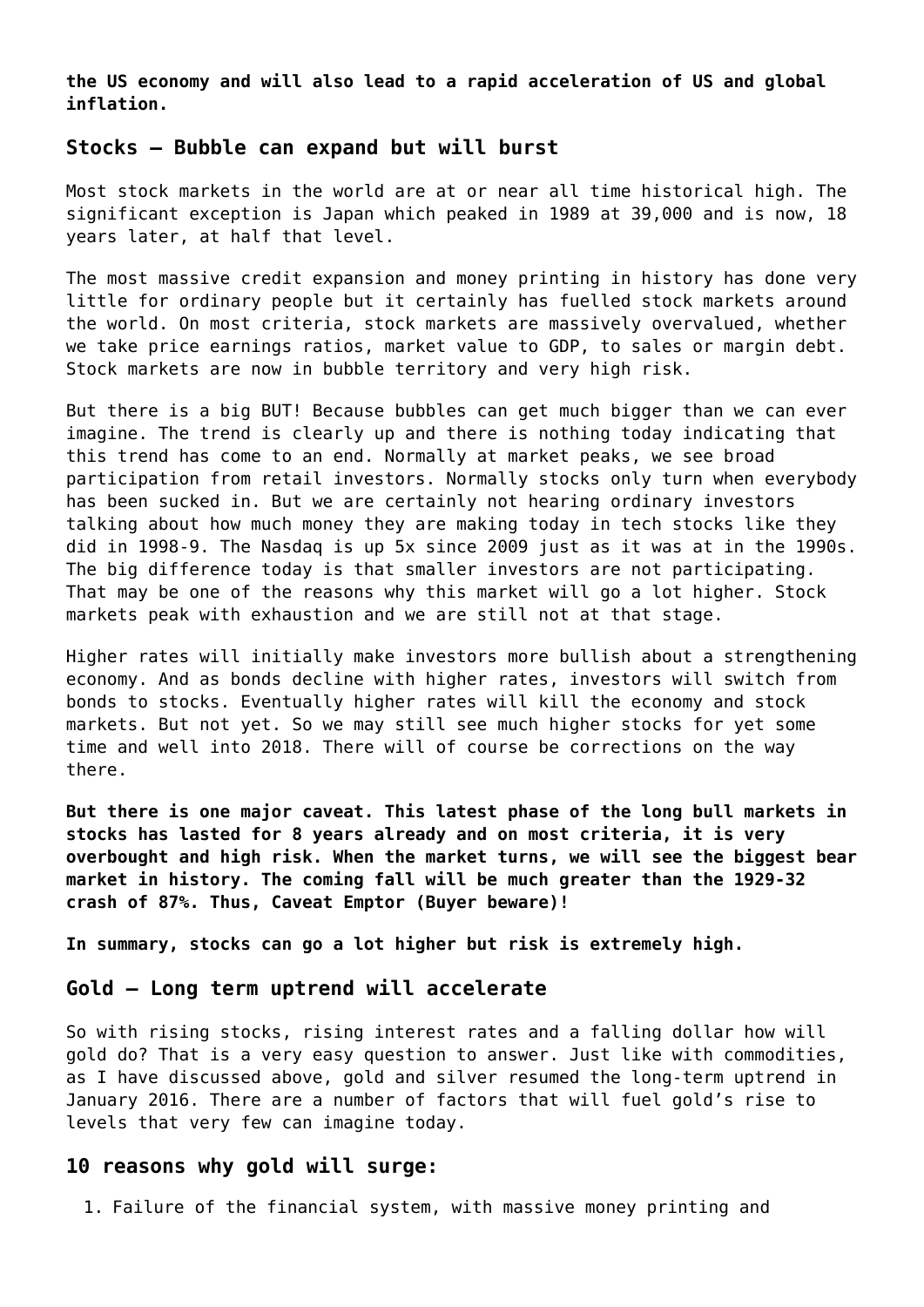**the US economy and will also lead to a rapid acceleration of US and global inflation.**

## Stocks – Bubble can expand but will burst

Most stock markets in the world are at or near all time historical high. The significant exception is Japan which peaked in 1989 at 39,000 and is now, 18 years later, at half that level.

The most massive credit expansion and money printing in history has done very little for ordinary people but it certainly has fuelled stock markets around the world. On most criteria, stock markets are massively overvalued, whether we take price earnings ratios, market value to GDP, to sales or margin debt. Stock markets are now in bubble territory and very high risk.

But there is a big BUT! Because bubbles can get much bigger than we can ever imagine. The trend is clearly up and there is nothing today indicating that this trend has come to an end. Normally at market peaks, we see broad participation from retail investors. Normally stocks only turn when everybody has been sucked in. But we are certainly not hearing ordinary investors talking about how much money they are making today in tech stocks like they did in 1998-9. The Nasdaq is up 5x since 2009 just as it was at in the 1990s. The big difference today is that smaller investors are not participating. That may be one of the reasons why this market will go a lot higher. Stock markets peak with exhaustion and we are still not at that stage.

Higher rates will initially make investors more bullish about a strengthening economy. And as bonds decline with higher rates, investors will switch from bonds to stocks. Eventually higher rates will kill the economy and stock markets. But not yet. So we may still see much higher stocks for yet some time and well into 2018. There will of course be corrections on the way there.

**But there is one major caveat. This latest phase of the long bull markets in stocks has lasted for 8 years already and on most criteria, it is very overbought and high risk. When the market turns, we will see the biggest bear market in history. The coming fall will be much greater than the 1929-32 crash of 87%. Thus, Caveat Emptor (Buyer beware)!**

**In summary, stocks can go a lot higher but risk is extremely high.**

## Gold – Long term uptrend will accelerate

So with rising stocks, rising interest rates and a falling dollar how will gold do? That is a very easy question to answer. Just like with commodities, as I have discussed above, gold and silver resumed the long-term uptrend in January 2016. There are a number of factors that will fuel gold's rise to levels that very few can imagine today.

## 10 reasons why gold will surge:

1. Failure of the financial system, with massive money printing and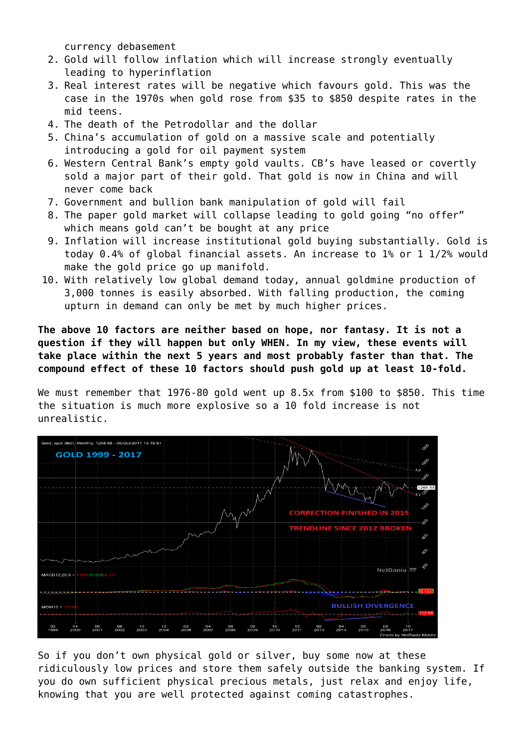currency debasement

2. Gold will follow inflation which will increase strongly eventually leading to hyperinflation
3. Real interest rates will be negative which favours gold. This was the case in the 1970s when gold rose from $35 to $850 despite rates in the mid teens.
4. The death of the Petrodollar and the dollar
5. China's accumulation of gold on a massive scale and potentially introducing a gold for oil payment system
6. Western Central Bank's empty gold vaults. CB's have leased or covertly sold a major part of their gold. That gold is now in China and will never come back
7. Government and bullion bank manipulation of gold will fail
8. The paper gold market will collapse leading to gold going "no offer" which means gold can't be bought at any price
9. Inflation will increase institutional gold buying substantially. Gold is today 0.4% of global financial assets. An increase to 1% or 1 1/2% would make the gold price go up manifold.
10. With relatively low global demand today, annual goldmine production of 3,000 tonnes is easily absorbed. With falling production, the coming upturn in demand can only be met by much higher prices.

**The above 10 factors are neither based on hope, nor fantasy. It is not a question if they will happen but only WHEN. In my view, these events will take place within the next 5 years and most probably faster than that. The compound effect of these 10 factors should push gold up at least 10-fold.**

We must remember that 1976-80 gold went up 8.5x from $100 to $850. This time the situation is much more explosive so a 10 fold increase is not unrealistic.

Gold, spot (Bid), Monthly, 1268.68 - 06/Oct/2017 13:19:51

GOLD 1999 - 2017

CORRECTION FINISHED IN 2015

TRENDLINE SINCE 2012 BROKEN

BULLISH DIVERGENCE

NetDania

Charts by NetDania Mobile

So if you don't own physical gold or silver, buy some now at these ridiculously low prices and store them safely outside the banking system. If you do own sufficient physical precious metals, just relax and enjoy life, knowing that you are well protected against coming catastrophes.